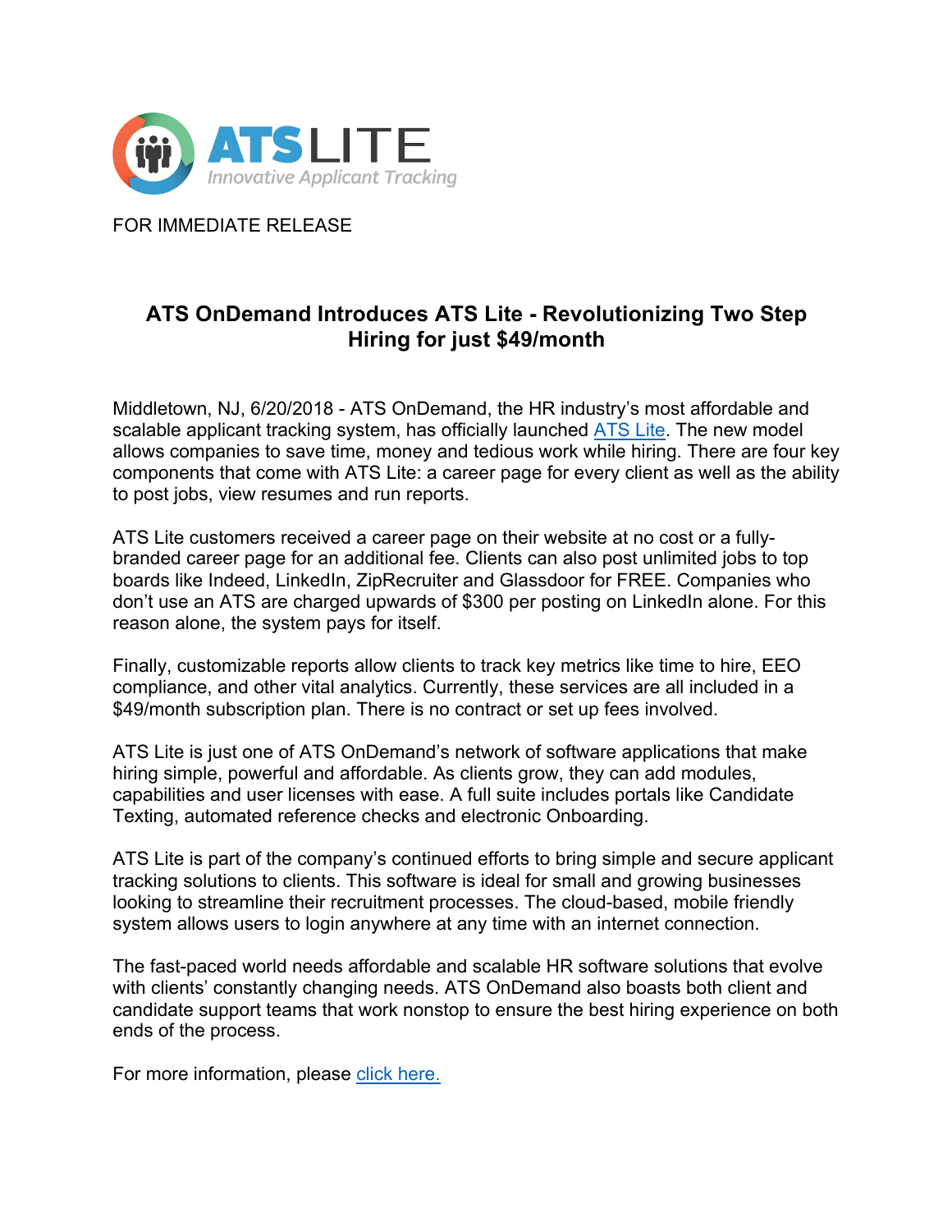ATS LITE
Innovative Applicant Tracking

FOR IMMEDIATE RELEASE

## ATS OnDemand Introduces ATS Lite - Revolutionizing Two Step Hiring for just $49/month

Middletown, NJ, 6/20/2018 - ATS OnDemand, the HR industry's most affordable and scalable applicant tracking system, has officially launched ATS Lite. The new model allows companies to save time, money and tedious work while hiring. There are four key components that come with ATS Lite: a career page for every client as well as the ability to post jobs, view resumes and run reports.

ATS Lite customers received a career page on their website at no cost or a fully-branded career page for an additional fee. Clients can also post unlimited jobs to top boards like Indeed, LinkedIn, ZipRecruiter and Glassdoor for FREE. Companies who don't use an ATS are charged upwards of $300 per posting on LinkedIn alone. For this reason alone, the system pays for itself.

Finally, customizable reports allow clients to track key metrics like time to hire, EEO compliance, and other vital analytics. Currently, these services are all included in a $49/month subscription plan. There is no contract or set up fees involved.

ATS Lite is just one of ATS OnDemand's network of software applications that make hiring simple, powerful and affordable. As clients grow, they can add modules, capabilities and user licenses with ease. A full suite includes portals like Candidate Texting, automated reference checks and electronic Onboarding.

ATS Lite is part of the company's continued efforts to bring simple and secure applicant tracking solutions to clients. This software is ideal for small and growing businesses looking to streamline their recruitment processes. The cloud-based, mobile friendly system allows users to login anywhere at any time with an internet connection.

The fast-paced world needs affordable and scalable HR software solutions that evolve with clients' constantly changing needs. ATS OnDemand also boasts both client and candidate support teams that work nonstop to ensure the best hiring experience on both ends of the process.

For more information, please click here.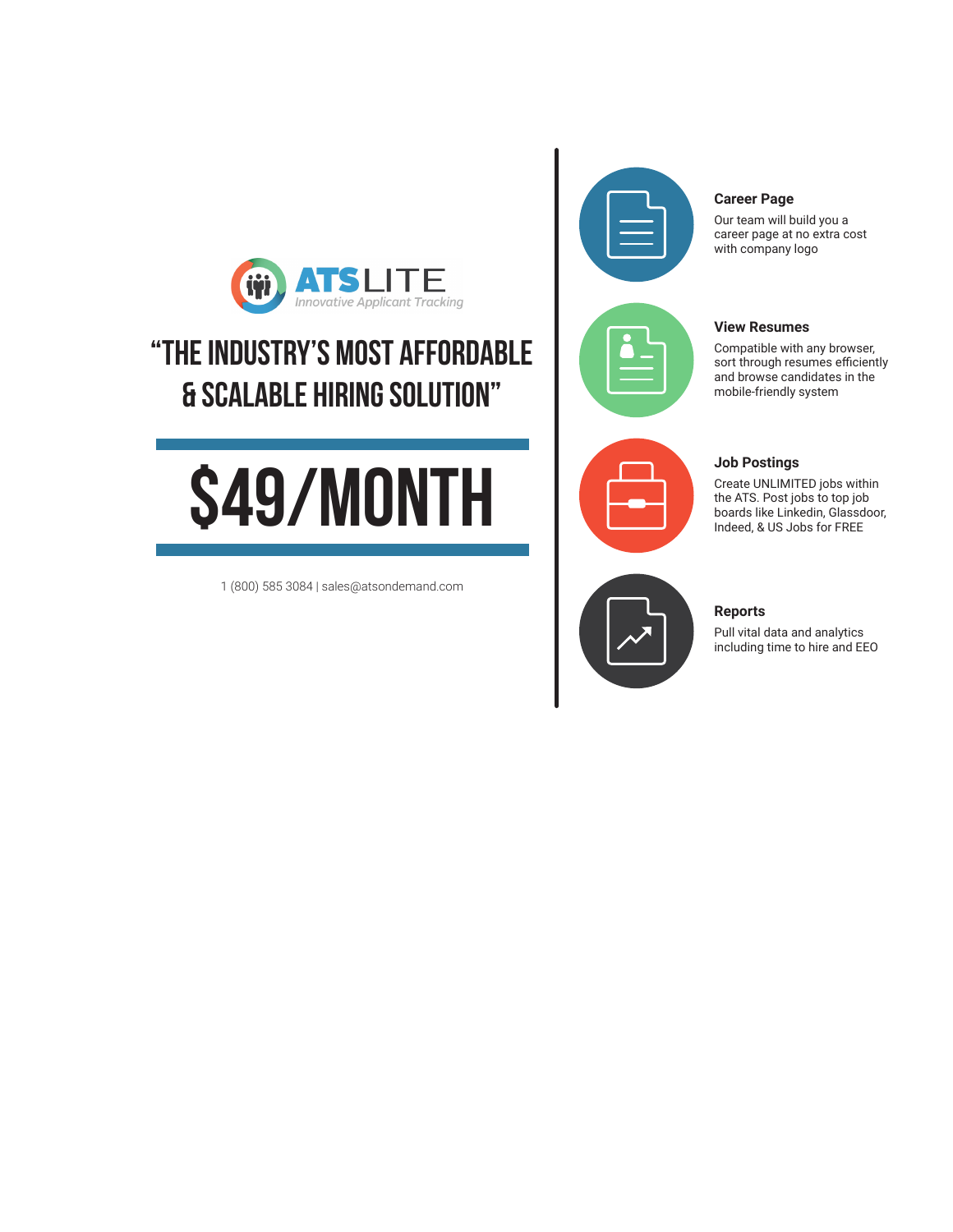ATSLITE
*Innovative Applicant Tracking*

# “THE INDUSTRY’S MOST AFFORDABLE & SCALABLE HIRING SOLUTION”

# $49/MONTH

1 (800) 585 3084 | sales@atsondemand.com

**Career Page**

Our team will build you a career page at no extra cost with company logo

**View Resumes**

Compatible with any browser, sort through resumes efficiently and browse candidates in the mobile-friendly system

**Job Postings**

Create UNLIMITED jobs within the ATS. Post jobs to top job boards like Linkedin, Glassdoor, Indeed, & US Jobs for FREE

**Reports**

Pull vital data and analytics including time to hire and EEO